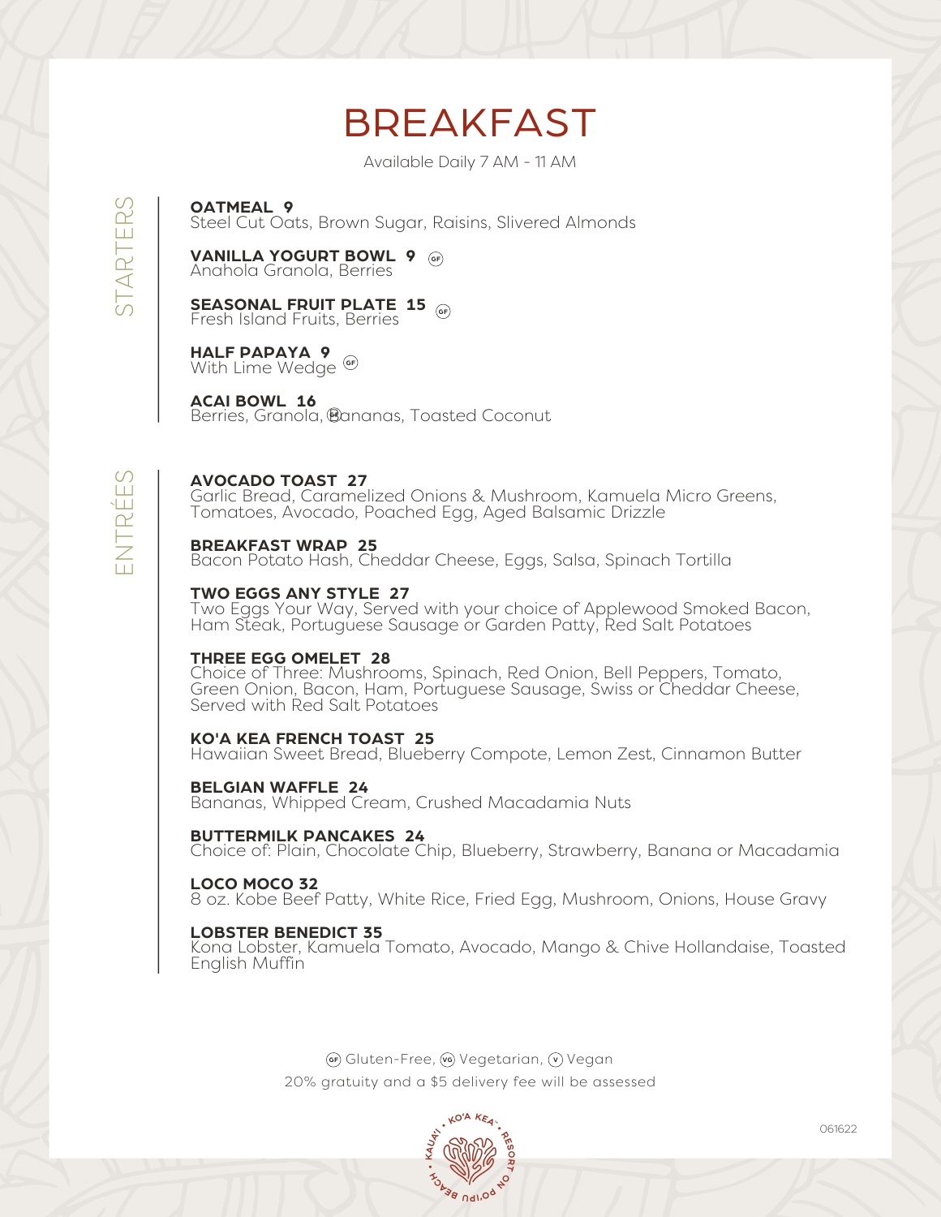# BREAKFAST

Available Daily 7 AM - 11 AM

## STARTERS

**OATMEAL 9**
Steel Cut Oats, Brown Sugar, Raisins, Slivered Almonds

**VANILLA YOGURT BOWL 9** (GF)
Anahola Granola, Berries

**SEASONAL FRUIT PLATE 15** (GF)
Fresh Island Fruits, Berries

**HALF PAPAYA 9** (GF)
With Lime Wedge

**ACAI BOWL 16** (GF)
Berries, Granola, Bananas, Toasted Coconut

## ENTRÉES

**AVOCADO TOAST 27**
Garlic Bread, Caramelized Onions & Mushroom, Kamuela Micro Greens, Tomatoes, Avocado, Poached Egg, Aged Balsamic Drizzle

**BREAKFAST WRAP 25**
Bacon Potato Hash, Cheddar Cheese, Eggs, Salsa, Spinach Tortilla

**TWO EGGS ANY STYLE 27**
Two Eggs Your Way, Served with your choice of Applewood Smoked Bacon, Ham Steak, Portuguese Sausage or Garden Patty, Red Salt Potatoes

**THREE EGG OMELET 28**
Choice of Three: Mushrooms, Spinach, Red Onion, Bell Peppers, Tomato, Green Onion, Bacon, Ham, Portuguese Sausage, Swiss or Cheddar Cheese, Served with Red Salt Potatoes

**KO'A KEA FRENCH TOAST 25**
Hawaiian Sweet Bread, Blueberry Compote, Lemon Zest, Cinnamon Butter

**BELGIAN WAFFLE 24**
Bananas, Whipped Cream, Crushed Macadamia Nuts

**BUTTERMILK PANCAKES 24**
Choice of: Plain, Chocolate Chip, Blueberry, Strawberry, Banana or Macadamia

**LOCO MOCO 32**
8 oz. Kobe Beef Patty, White Rice, Fried Egg, Mushroom, Onions, House Gravy

**LOBSTER BENEDICT 35**
Kona Lobster, Kamuela Tomato, Avocado, Mango & Chive Hollandaise, Toasted English Muffin

(GF) Gluten-Free, (VG) Vegetarian, (V) Vegan

20% gratuity and a $5 delivery fee will be assessed

KAUA'I • KO'A KEA • RESORT ON PO'IPU BEACH

061622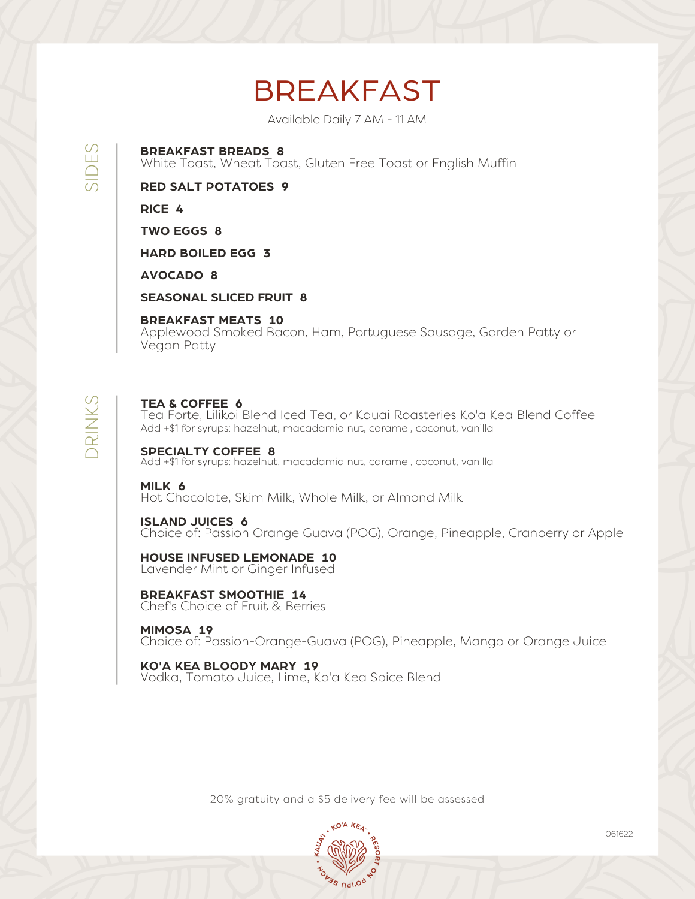# BREAKFAST

Available Daily 7 AM - 11 AM

## SIDES

**BREAKFAST BREADS 8**
White Toast, Wheat Toast, Gluten Free Toast or English Muffin

**RED SALT POTATOES 9**

**RICE 4**

**TWO EGGS 8**

**HARD BOILED EGG 3**

**AVOCADO 8**

**SEASONAL SLICED FRUIT 8**

**BREAKFAST MEATS 10**
Applewood Smoked Bacon, Ham, Portuguese Sausage, Garden Patty or Vegan Patty

## DRINKS

**TEA & COFFEE 6**
Tea Forte, Lilikoi Blend Iced Tea, or Kauai Roasteries Ko'a Kea Blend Coffee
Add +$1 for syrups: hazelnut, macadamia nut, caramel, coconut, vanilla

**SPECIALTY COFFEE 8**
Add +$1 for syrups: hazelnut, macadamia nut, caramel, coconut, vanilla

**MILK 6**
Hot Chocolate, Skim Milk, Whole Milk, or Almond Milk

**ISLAND JUICES 6**
Choice of: Passion Orange Guava (POG), Orange, Pineapple, Cranberry or Apple

**HOUSE INFUSED LEMONADE 10**
Lavender Mint or Ginger Infused

**BREAKFAST SMOOTHIE 14**
Chef's Choice of Fruit & Berries

**MIMOSA 19**
Choice of: Passion-Orange-Guava (POG), Pineapple, Mango or Orange Juice

**KO'A KEA BLOODY MARY 19**
Vodka, Tomato Juice, Lime, Ko'a Kea Spice Blend

20% gratuity and a $5 delivery fee will be assessed

KAUA'I • KO'A KEA • RESORT ON PO'IPU BEACH

061622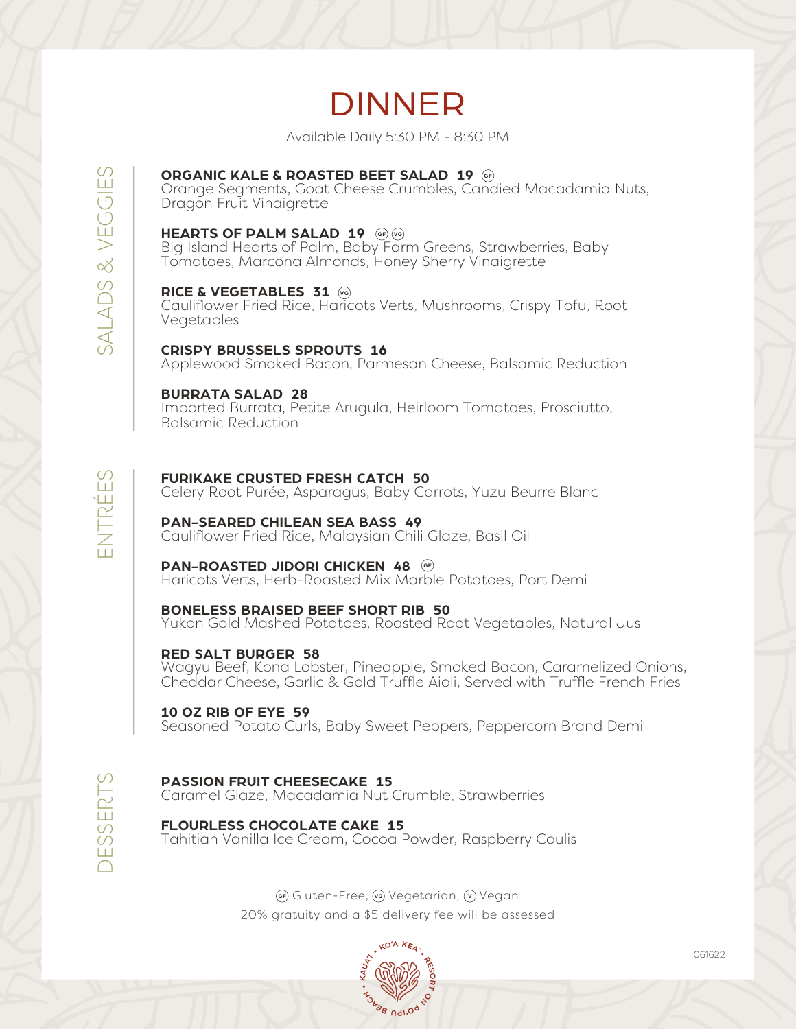# DINNER

Available Daily 5:30 PM - 8:30 PM

## SALADS & VEGGIES

**ORGANIC KALE & ROASTED BEET SALAD 19** (GF)
Orange Segments, Goat Cheese Crumbles, Candied Macadamia Nuts, Dragon Fruit Vinaigrette

**HEARTS OF PALM SALAD 19** (GF) (VG)
Big Island Hearts of Palm, Baby Farm Greens, Strawberries, Baby Tomatoes, Marcona Almonds, Honey Sherry Vinaigrette

**RICE & VEGETABLES 31** (VG)
Cauliflower Fried Rice, Haricots Verts, Mushrooms, Crispy Tofu, Root Vegetables

**CRISPY BRUSSELS SPROUTS 16**
Applewood Smoked Bacon, Parmesan Cheese, Balsamic Reduction

**BURRATA SALAD 28**
Imported Burrata, Petite Arugula, Heirloom Tomatoes, Prosciutto, Balsamic Reduction

## ENTRÉES

**FURIKAKE CRUSTED FRESH CATCH 50**
Celery Root Purée, Asparagus, Baby Carrots, Yuzu Beurre Blanc

**PAN-SEARED CHILEAN SEA BASS 49**
Cauliflower Fried Rice, Malaysian Chili Glaze, Basil Oil

**PAN-ROASTED JIDORI CHICKEN 48** (GF)
Haricots Verts, Herb-Roasted Mix Marble Potatoes, Port Demi

**BONELESS BRAISED BEEF SHORT RIB 50**
Yukon Gold Mashed Potatoes, Roasted Root Vegetables, Natural Jus

**RED SALT BURGER 58**
Wagyu Beef, Kona Lobster, Pineapple, Smoked Bacon, Caramelized Onions, Cheddar Cheese, Garlic & Gold Truffle Aioli, Served with Truffle French Fries

**10 OZ RIB OF EYE 59**
Seasoned Potato Curls, Baby Sweet Peppers, Peppercorn Brand Demi

## DESSERTS

**PASSION FRUIT CHEESECAKE 15**
Caramel Glaze, Macadamia Nut Crumble, Strawberries

**FLOURLESS CHOCOLATE CAKE 15**
Tahitian Vanilla Ice Cream, Cocoa Powder, Raspberry Coulis

(GF) Gluten-Free, (VG) Vegetarian, (V) Vegan

20% gratuity and a $5 delivery fee will be assessed

KAUAʻI • KOʻA KEA • RESORT ON POʻIPŪ BEACH

061622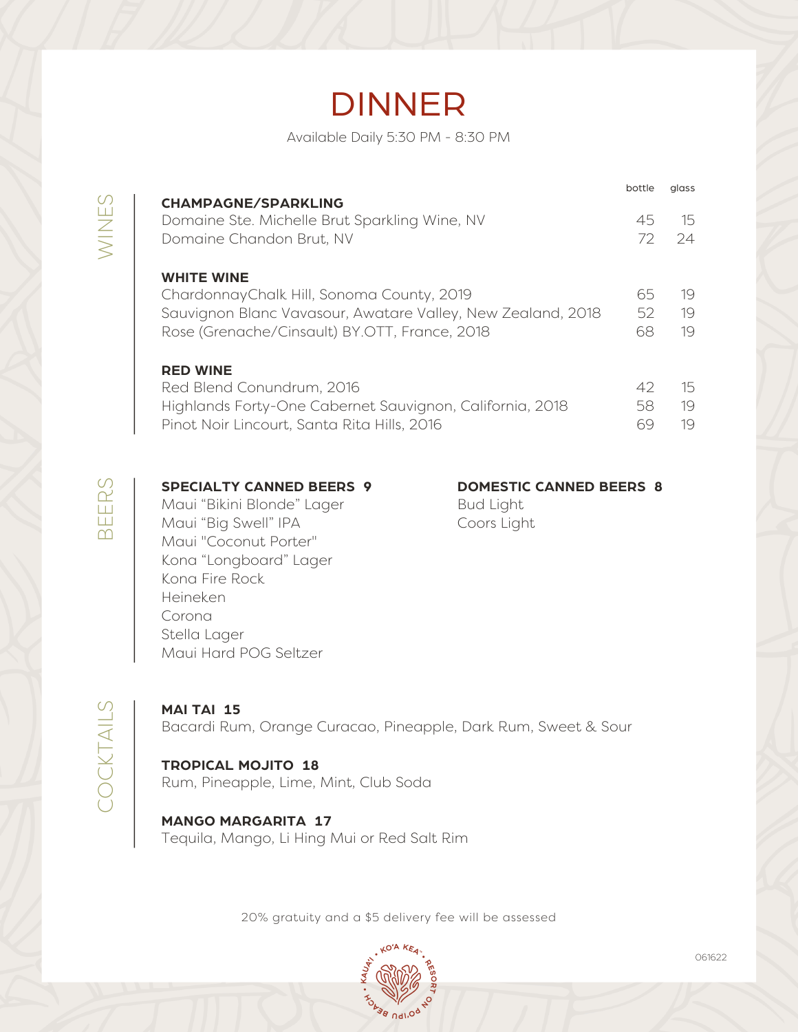# DINNER

Available Daily 5:30 PM - 8:30 PM

## WINES

| | bottle | glass |
|---|---|---|
| **CHAMPAGNE/SPARKLING** | | |
| Domaine Ste. Michelle Brut Sparkling Wine, NV | 45 | 15 |
| Domaine Chandon Brut, NV | 72 | 24 |
| **WHITE WINE** | | |
| ChardonnayChalk Hill, Sonoma County, 2019 | 65 | 19 |
| Sauvignon Blanc Vavasour, Awatare Valley, New Zealand, 2018 | 52 | 19 |
| Rose (Grenache/Cinsault) BY.OTT, France, 2018 | 68 | 19 |
| **RED WINE** | | |
| Red Blend Conundrum, 2016 | 42 | 15 |
| Highlands Forty-One Cabernet Sauvignon, California, 2018 | 58 | 19 |
| Pinot Noir Lincourt, Santa Rita Hills, 2016 | 69 | 19 |

## BEERS

**SPECIALTY CANNED BEERS 9**

Maui “Bikini Blonde” Lager
Maui “Big Swell” IPA
Maui "Coconut Porter"
Kona “Longboard” Lager
Kona Fire Rock
Heineken
Corona
Stella Lager
Maui Hard POG Seltzer

**DOMESTIC CANNED BEERS 8**

Bud Light
Coors Light

## COCKTAILS

**MAI TAI 15**
Bacardi Rum, Orange Curacao, Pineapple, Dark Rum, Sweet & Sour

**TROPICAL MOJITO 18**
Rum, Pineapple, Lime, Mint, Club Soda

**MANGO MARGARITA 17**
Tequila, Mango, Li Hing Mui or Red Salt Rim

20% gratuity and a $5 delivery fee will be assessed

KAUA'I • KO'A KEA • RESORT ON PO'IPU BEACH

061622